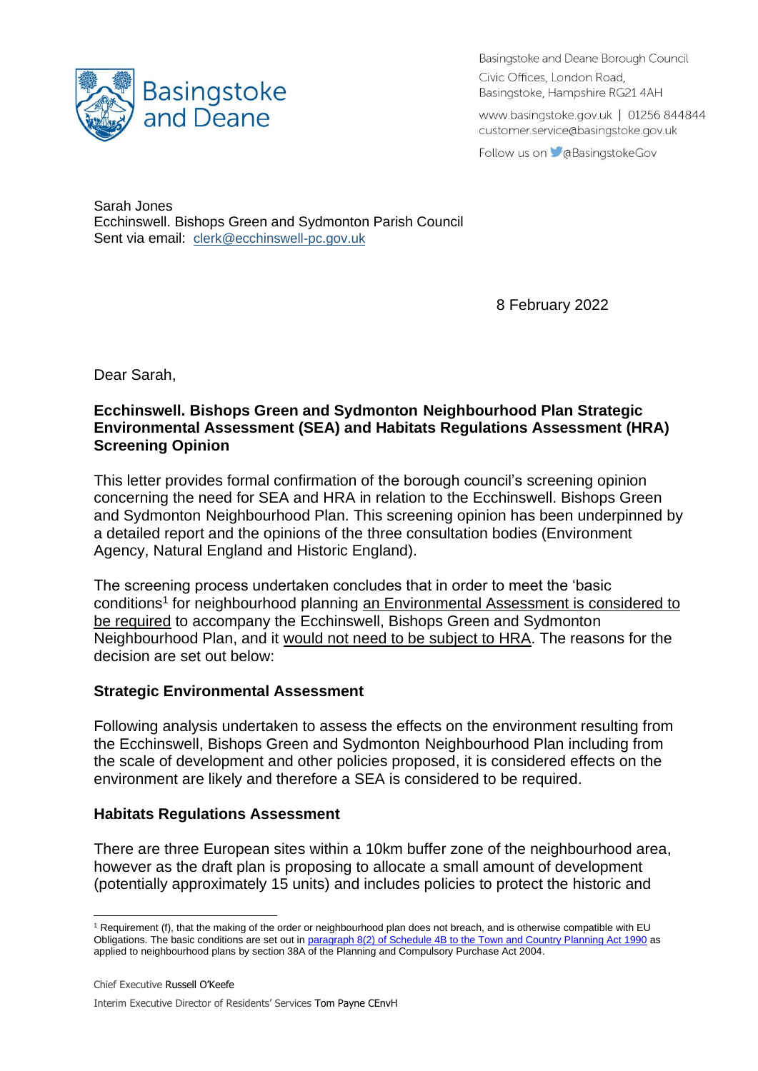Basingstoke and Deane

Basingstoke and Deane Borough Council
Civic Offices, London Road,
Basingstoke, Hampshire RG21 4AH

www.basingstoke.gov.uk | 01256 844844
customer.service@basingstoke.gov.uk

Follow us on @BasingstokeGov

Sarah Jones
Ecchinswell. Bishops Green and Sydmonton Parish Council
Sent via email: clerk@ecchinswell-pc.gov.uk

8 February 2022

Dear Sarah,

**Ecchinswell. Bishops Green and Sydmonton Neighbourhood Plan Strategic Environmental Assessment (SEA) and Habitats Regulations Assessment (HRA) Screening Opinion**

This letter provides formal confirmation of the borough council's screening opinion concerning the need for SEA and HRA in relation to the Ecchinswell. Bishops Green and Sydmonton Neighbourhood Plan. This screening opinion has been underpinned by a detailed report and the opinions of the three consultation bodies (Environment Agency, Natural England and Historic England).

The screening process undertaken concludes that in order to meet the 'basic conditions[1] for neighbourhood planning an Environmental Assessment is considered to be required to accompany the Ecchinswell, Bishops Green and Sydmonton Neighbourhood Plan, and it would not need to be subject to HRA. The reasons for the decision are set out below:

## Strategic Environmental Assessment

Following analysis undertaken to assess the effects on the environment resulting from the Ecchinswell, Bishops Green and Sydmonton Neighbourhood Plan including from the scale of development and other policies proposed, it is considered effects on the environment are likely and therefore a SEA is considered to be required.

## Habitats Regulations Assessment

There are three European sites within a 10km buffer zone of the neighbourhood area, however as the draft plan is proposing to allocate a small amount of development (potentially approximately 15 units) and includes policies to protect the historic and

[1] Requirement (f), that the making of the order or neighbourhood plan does not breach, and is otherwise compatible with EU Obligations. The basic conditions are set out in paragraph 8(2) of Schedule 4B to the Town and Country Planning Act 1990 as applied to neighbourhood plans by section 38A of the Planning and Compulsory Purchase Act 2004.

Chief Executive Russell O'Keefe

Interim Executive Director of Residents' Services Tom Payne CEnvH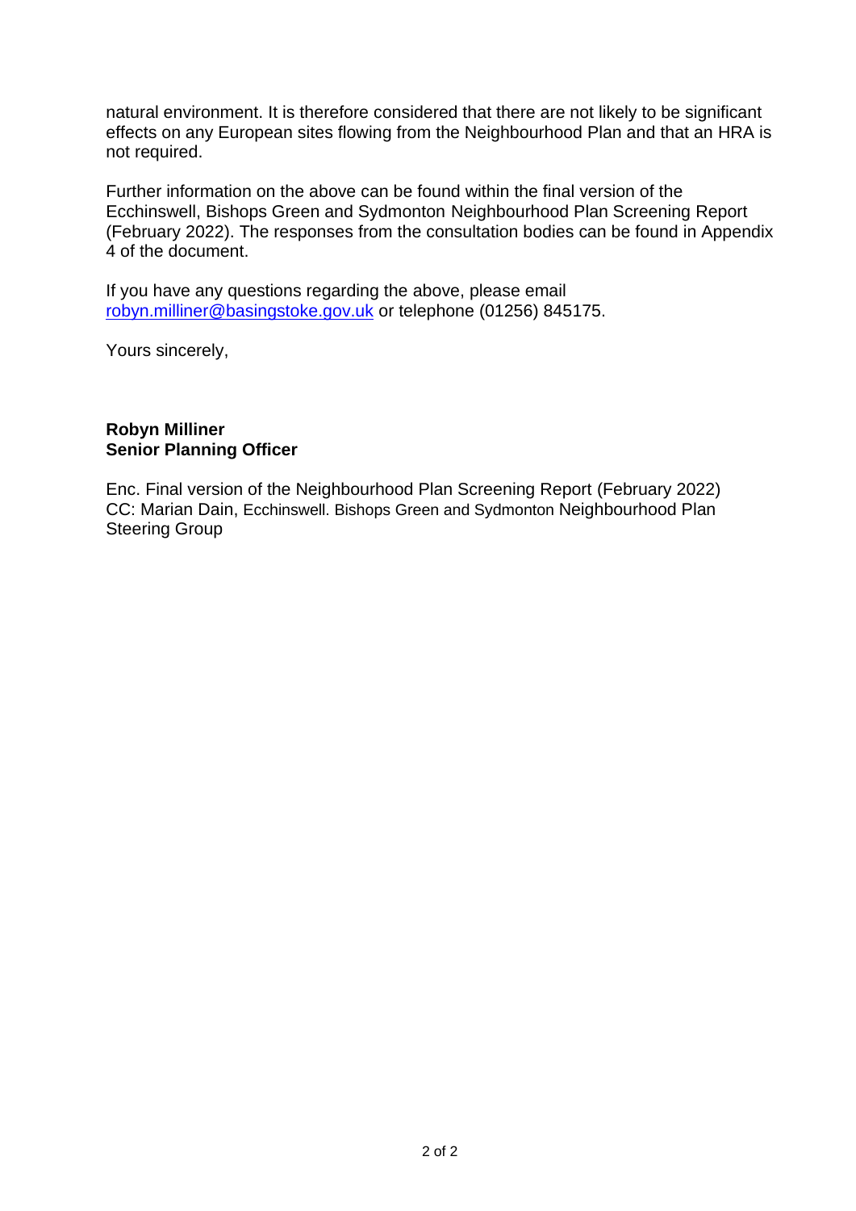natural environment. It is therefore considered that there are not likely to be significant effects on any European sites flowing from the Neighbourhood Plan and that an HRA is not required.

Further information on the above can be found within the final version of the Ecchinswell, Bishops Green and Sydmonton Neighbourhood Plan Screening Report (February 2022). The responses from the consultation bodies can be found in Appendix 4 of the document.

If you have any questions regarding the above, please email robyn.milliner@basingstoke.gov.uk or telephone (01256) 845175.

Yours sincerely,

**Robyn Milliner**
**Senior Planning Officer**

Enc. Final version of the Neighbourhood Plan Screening Report (February 2022)
CC: Marian Dain, Ecchinswell. Bishops Green and Sydmonton Neighbourhood Plan Steering Group